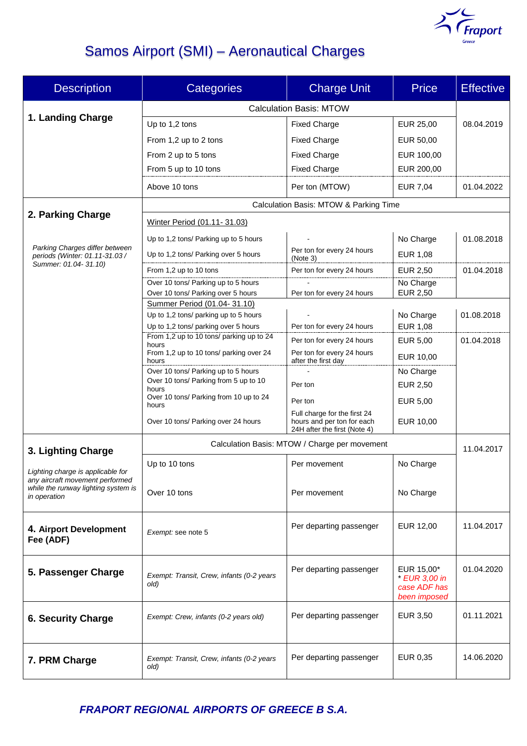# Samos Airport (SMI) – Aeronautical Charges

| Description | Categories | Charge Unit | Price | Effective |
|---|---|---|---|---|
| **1. Landing Charge** | Calculation Basis: MTOW | | | |
| | Up to 1,2 tons | Fixed Charge | EUR 25,00 | 08.04.2019 |
| | From 1,2 up to 2 tons | Fixed Charge | EUR 50,00 | |
| | From 2 up to 5 tons | Fixed Charge | EUR 100,00 | |
| | From 5 up to 10 tons | Fixed Charge | EUR 200,00 | |
| | Above 10 tons | Per ton (MTOW) | EUR 7,04 | 01.04.2022 |
| **2. Parking Charge**<br>*Parking Charges differ between periods (Winter: 01.11-31.03 / Summer: 01.04- 31.10)* | Calculation Basis: MTOW & Parking Time | | | |
| | Winter Period (01.11- 31.03) | | | |
| | Up to 1,2 tons/ Parking up to 5 hours | - | No Charge | 01.08.2018 |
| | Up to 1,2 tons/ Parking over 5 hours | Per ton for every 24 hours (Note 3) | EUR 1,08 | |
| | From 1,2 up to 10 tons | Per ton for every 24 hours | EUR 2,50 | 01.04.2018 |
| | Over 10 tons/ Parking up to 5 hours | - | No Charge | |
| | Over 10 tons/ Parking over 5 hours | Per ton for every 24 hours | EUR 2,50 | |
| | Summer Period (01.04- 31.10) | | | |
| | Up to 1,2 tons/ parking up to 5 hours | - | No Charge | 01.08.2018 |
| | Up to 1,2 tons/ parking over 5 hours | Per ton for every 24 hours | EUR 1,08 | |
| | From 1,2 up to 10 tons/ parking up to 24 hours | Per ton for every 24 hours | EUR 5,00 | 01.04.2018 |
| | From 1,2 up to 10 tons/ parking over 24 hours | Per ton for every 24 hours after the first day | EUR 10,00 | |
| | Over 10 tons/ Parking up to 5 hours | - | No Charge | |
| | Over 10 tons/ Parking from 5 up to 10 hours | Per ton | EUR 2,50 | |
| | Over 10 tons/ Parking from 10 up to 24 hours | Per ton | EUR 5,00 | |
| | Over 10 tons/ Parking over 24 hours | Full charge for the first 24 hours and per ton for each 24H after the first (Note 4) | EUR 10,00 | |
| **3. Lighting Charge**<br>*Lighting charge is applicable for any aircraft movement performed while the runway lighting system is in operation* | Calculation Basis: MTOW / Charge per movement | | | 11.04.2017 |
| | Up to 10 tons | Per movement | No Charge | |
| | Over 10 tons | Per movement | No Charge | |
| **4. Airport Development Fee (ADF)** | *Exempt:* see note 5 | Per departing passenger | EUR 12,00 | 11.04.2017 |
| **5. Passenger Charge** | *Exempt: Transit, Crew, infants (0-2 years old)* | Per departing passenger | EUR 15,00*<br>*\* EUR 3,00 in case ADF has been imposed* | 01.04.2020 |
| **6. Security Charge** | *Exempt: Crew, infants (0-2 years old)* | Per departing passenger | EUR 3,50 | 01.11.2021 |
| **7. PRM Charge** | *Exempt: Transit, Crew, infants (0-2 years old)* | Per departing passenger | EUR 0,35 | 14.06.2020 |

***FRAPORT REGIONAL AIRPORTS OF GREECE B S.A.***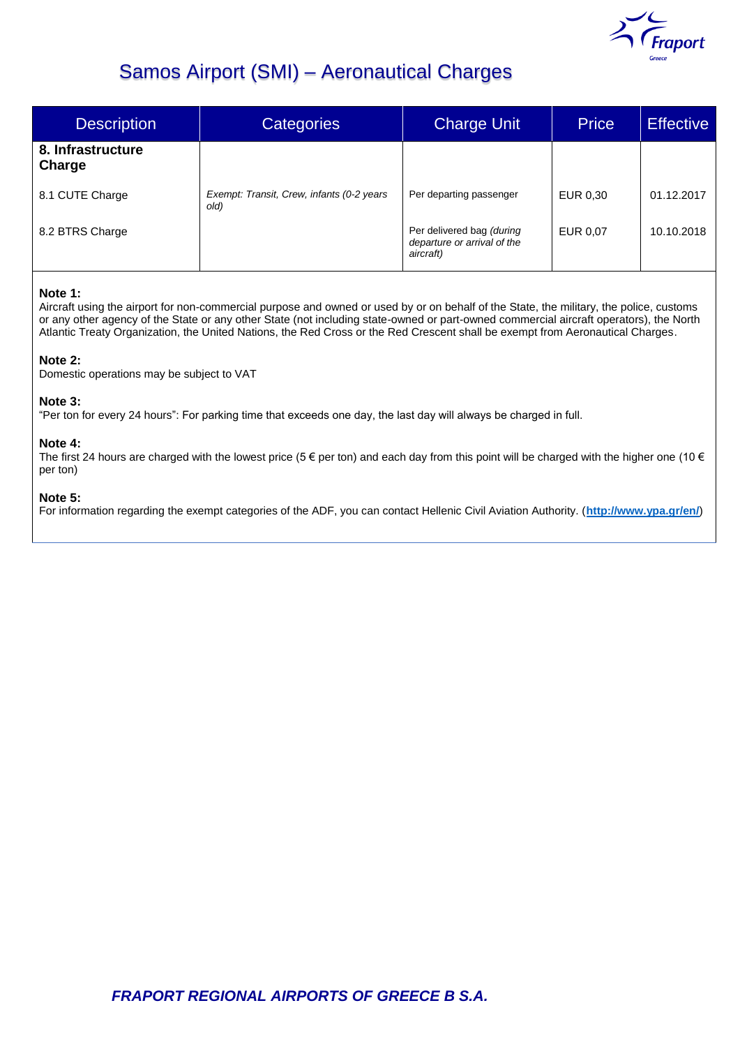# Samos Airport (SMI) – Aeronautical Charges

| Description | Categories | Charge Unit | Price | Effective |
|---|---|---|---|---|
| **8. Infrastructure Charge** | | | | |
| 8.1 CUTE Charge | *Exempt: Transit, Crew, infants (0-2 years old)* | Per departing passenger | EUR 0,30 | 01.12.2017 |
| 8.2 BTRS Charge | | Per delivered bag *(during departure or arrival of the aircraft)* | EUR 0,07 | 10.10.2018 |

**Note 1:**
Aircraft using the airport for non-commercial purpose and owned or used by or on behalf of the State, the military, the police, customs or any other agency of the State or any other State (not including state-owned or part-owned commercial aircraft operators), the North Atlantic Treaty Organization, the United Nations, the Red Cross or the Red Crescent shall be exempt from Aeronautical Charges.

**Note 2:**
Domestic operations may be subject to VAT

**Note 3:**
"Per ton for every 24 hours": For parking time that exceeds one day, the last day will always be charged in full.

**Note 4:**
The first 24 hours are charged with the lowest price (5 € per ton) and each day from this point will be charged with the higher one (10 € per ton)

**Note 5:**
For information regarding the exempt categories of the ADF, you can contact Hellenic Civil Aviation Authority. (**http://www.ypa.gr/en/**)

*FRAPORT REGIONAL AIRPORTS OF GREECE B S.A.*